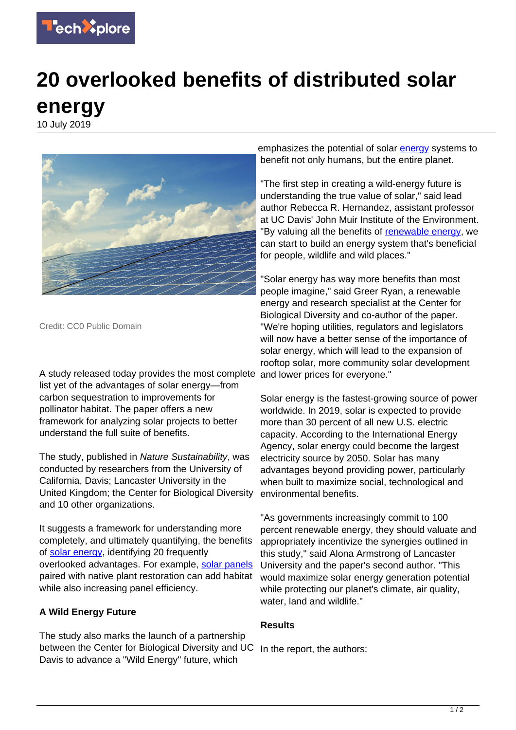# 20 overlooked benefits of distributed solar energy

10 July 2019

Credit: CC0 Public Domain

A study released today provides the most complete list yet of the advantages of solar energy—from carbon sequestration to improvements for pollinator habitat. The paper offers a new framework for analyzing solar projects to better understand the full suite of benefits.

The study, published in *Nature Sustainability*, was conducted by researchers from the University of California, Davis; Lancaster University in the United Kingdom; the Center for Biological Diversity and 10 other organizations.

It suggests a framework for understanding more completely, and ultimately quantifying, the benefits of solar energy, identifying 20 frequently overlooked advantages. For example, solar panels paired with native plant restoration can add habitat while also increasing panel efficiency.

**A Wild Energy Future**

The study also marks the launch of a partnership between the Center for Biological Diversity and UC Davis to advance a "Wild Energy" future, which emphasizes the potential of solar energy systems to benefit not only humans, but the entire planet.

"The first step in creating a wild-energy future is understanding the true value of solar," said lead author Rebecca R. Hernandez, assistant professor at UC Davis' John Muir Institute of the Environment. "By valuing all the benefits of renewable energy, we can start to build an energy system that's beneficial for people, wildlife and wild places."

"Solar energy has way more benefits than most people imagine," said Greer Ryan, a renewable energy and research specialist at the Center for Biological Diversity and co-author of the paper. "We're hoping utilities, regulators and legislators will now have a better sense of the importance of solar energy, which will lead to the expansion of rooftop solar, more community solar development and lower prices for everyone."

Solar energy is the fastest-growing source of power worldwide. In 2019, solar is expected to provide more than 30 percent of all new U.S. electric capacity. According to the International Energy Agency, solar energy could become the largest electricity source by 2050. Solar has many advantages beyond providing power, particularly when built to maximize social, technological and environmental benefits.

"As governments increasingly commit to 100 percent renewable energy, they should valuate and appropriately incentivize the synergies outlined in this study," said Alona Armstrong of Lancaster University and the paper's second author. "This would maximize solar energy generation potential while protecting our planet's climate, air quality, water, land and wildlife."

**Results**

In the report, the authors: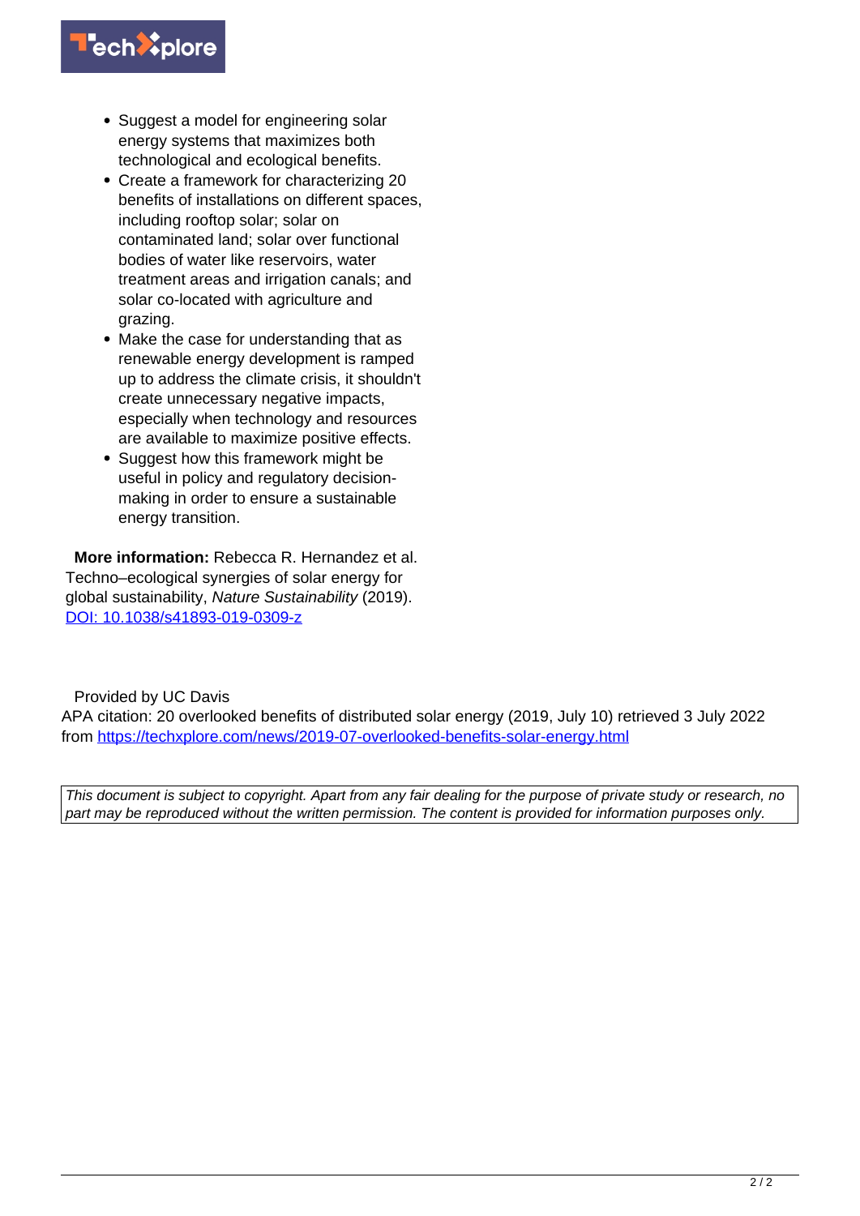- Suggest a model for engineering solar energy systems that maximizes both technological and ecological benefits.
- Create a framework for characterizing 20 benefits of installations on different spaces, including rooftop solar; solar on contaminated land; solar over functional bodies of water like reservoirs, water treatment areas and irrigation canals; and solar co-located with agriculture and grazing.
- Make the case for understanding that as renewable energy development is ramped up to address the climate crisis, it shouldn't create unnecessary negative impacts, especially when technology and resources are available to maximize positive effects.
- Suggest how this framework might be useful in policy and regulatory decision-making in order to ensure a sustainable energy transition.

**More information:** Rebecca R. Hernandez et al. Techno–ecological synergies of solar energy for global sustainability, *Nature Sustainability* (2019). [DOI: 10.1038/s41893-019-0309-z](http://dx.doi.org/10.1038/s41893-019-0309-z)

Provided by UC Davis

APA citation: 20 overlooked benefits of distributed solar energy (2019, July 10) retrieved 3 July 2022 from https://techxplore.com/news/2019-07-overlooked-benefits-solar-energy.html

*This document is subject to copyright. Apart from any fair dealing for the purpose of private study or research, no part may be reproduced without the written permission. The content is provided for information purposes only.*